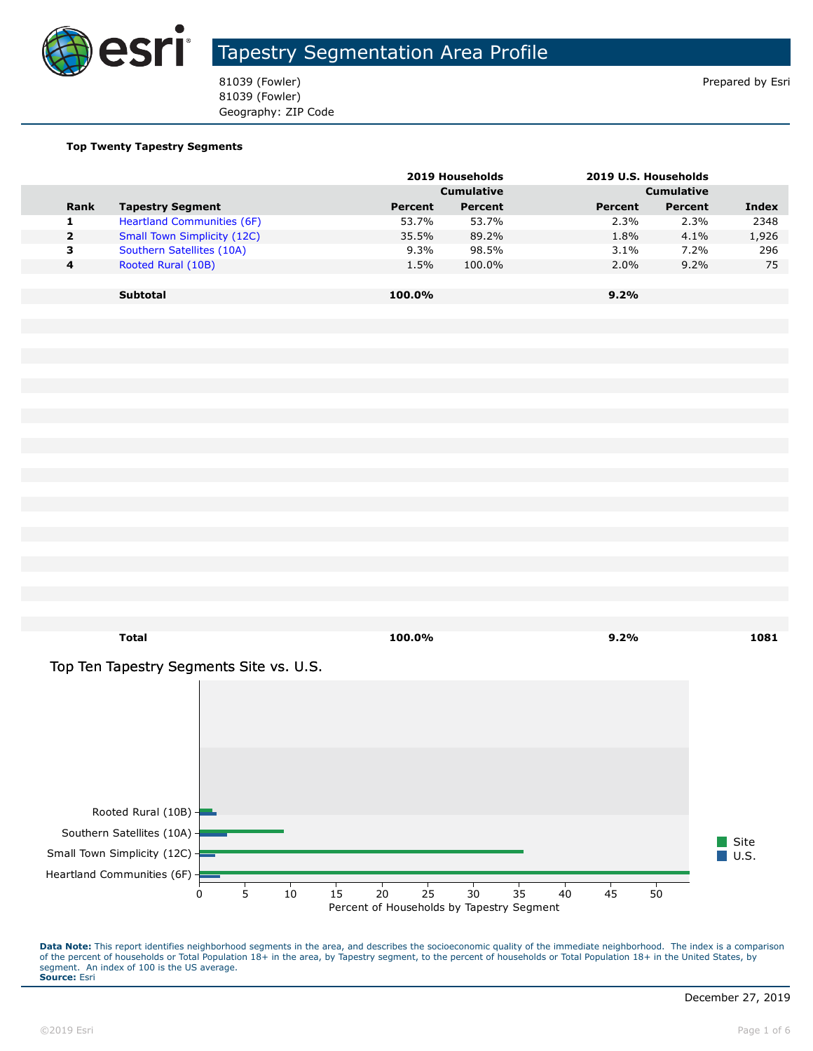# Tapestry Segmentation Area Profile

81039 (Fowler)
81039 (Fowler)
Geography: ZIP Code

Prepared by Esri

**Top Twenty Tapestry Segments**

| | | 2019 Households | | 2019 U.S. Households | | |
|---|---|---|---|---|---|---|
| | | | Cumulative | | Cumulative | |
| **Rank** | **Tapestry Segment** | **Percent** | **Percent** | **Percent** | **Percent** | **Index** |
| 1 | Heartland Communities (6F) | 53.7% | 53.7% | 2.3% | 2.3% | 2348 |
| 2 | Small Town Simplicity (12C) | 35.5% | 89.2% | 1.8% | 4.1% | 1,926 |
| 3 | Southern Satellites (10A) | 9.3% | 98.5% | 3.1% | 7.2% | 296 |
| 4 | Rooted Rural (10B) | 1.5% | 100.0% | 2.0% | 9.2% | 75 |
| | **Subtotal** | **100.0%** | | **9.2%** | | |
| | **Total** | **100.0%** | | **9.2%** | | **1081** |

## Top Ten Tapestry Segments Site vs. U.S.

Rooted Rural (10B)
Southern Satellites (10A)
Small Town Simplicity (12C)
Heartland Communities (6F)

0 5 10 15 20 25 30 35 40 45 50

Percent of Households by Tapestry Segment

Site
U.S.

**Data Note:** This report identifies neighborhood segments in the area, and describes the socioeconomic quality of the immediate neighborhood. The index is a comparison of the percent of households or Total Population 18+ in the area, by Tapestry segment, to the percent of households or Total Population 18+ in the United States, by segment. An index of 100 is the US average.
**Source:** Esri

December 27, 2019

©2019 Esri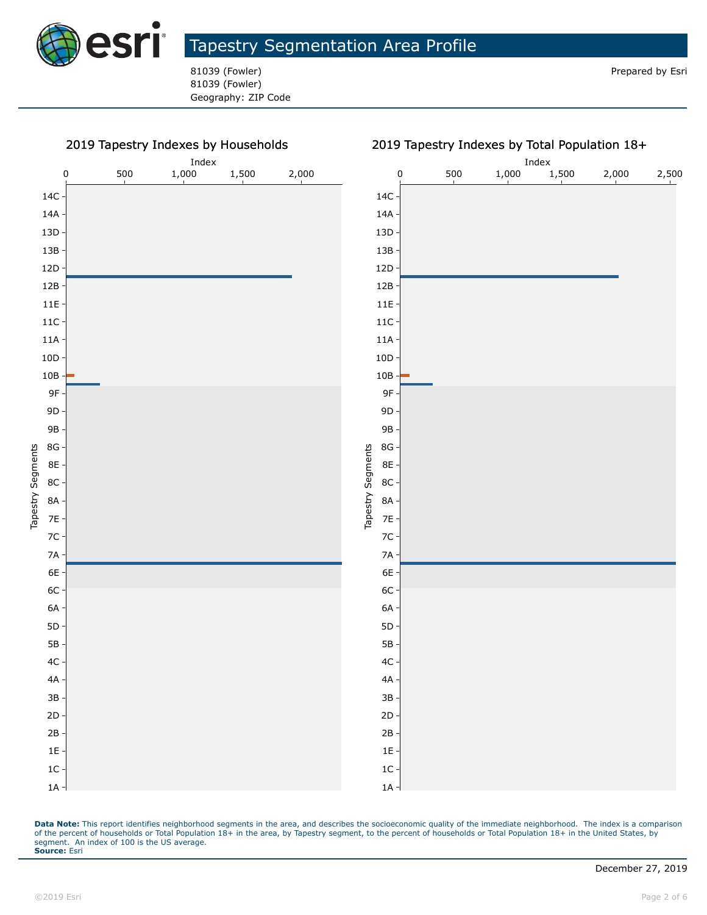# Tapestry Segmentation Area Profile

81039 (Fowler)
81039 (Fowler)
Geography: ZIP Code

Prepared by Esri

## 2019 Tapestry Indexes by Households

Index

0 | 500 | 1,000 | 1,500 | 2,000

Tapestry Segments: 14C, 14A, 13D, 13B, 12D, 12B, 11E, 11C, 11A, 10D, 10B, 9F, 9D, 9B, 8G, 8E, 8C, 8A, 7E, 7C, 7A, 6E, 6C, 6A, 5D, 5B, 4C, 4A, 3B, 2D, 2B, 1E, 1C, 1A

## 2019 Tapestry Indexes by Total Population 18+

Index

0 | 500 | 1,000 | 1,500 | 2,000 | 2,500

Tapestry Segments: 14C, 14A, 13D, 13B, 12D, 12B, 11E, 11C, 11A, 10D, 10B, 9F, 9D, 9B, 8G, 8E, 8C, 8A, 7E, 7C, 7A, 6E, 6C, 6A, 5D, 5B, 4C, 4A, 3B, 2D, 2B, 1E, 1C, 1A

**Data Note:** This report identifies neighborhood segments in the area, and describes the socioeconomic quality of the immediate neighborhood. The index is a comparison of the percent of households or Total Population 18+ in the area, by Tapestry segment, to the percent of households or Total Population 18+ in the United States, by segment. An index of 100 is the US average.
**Source:** Esri

December 27, 2019

©2019 Esri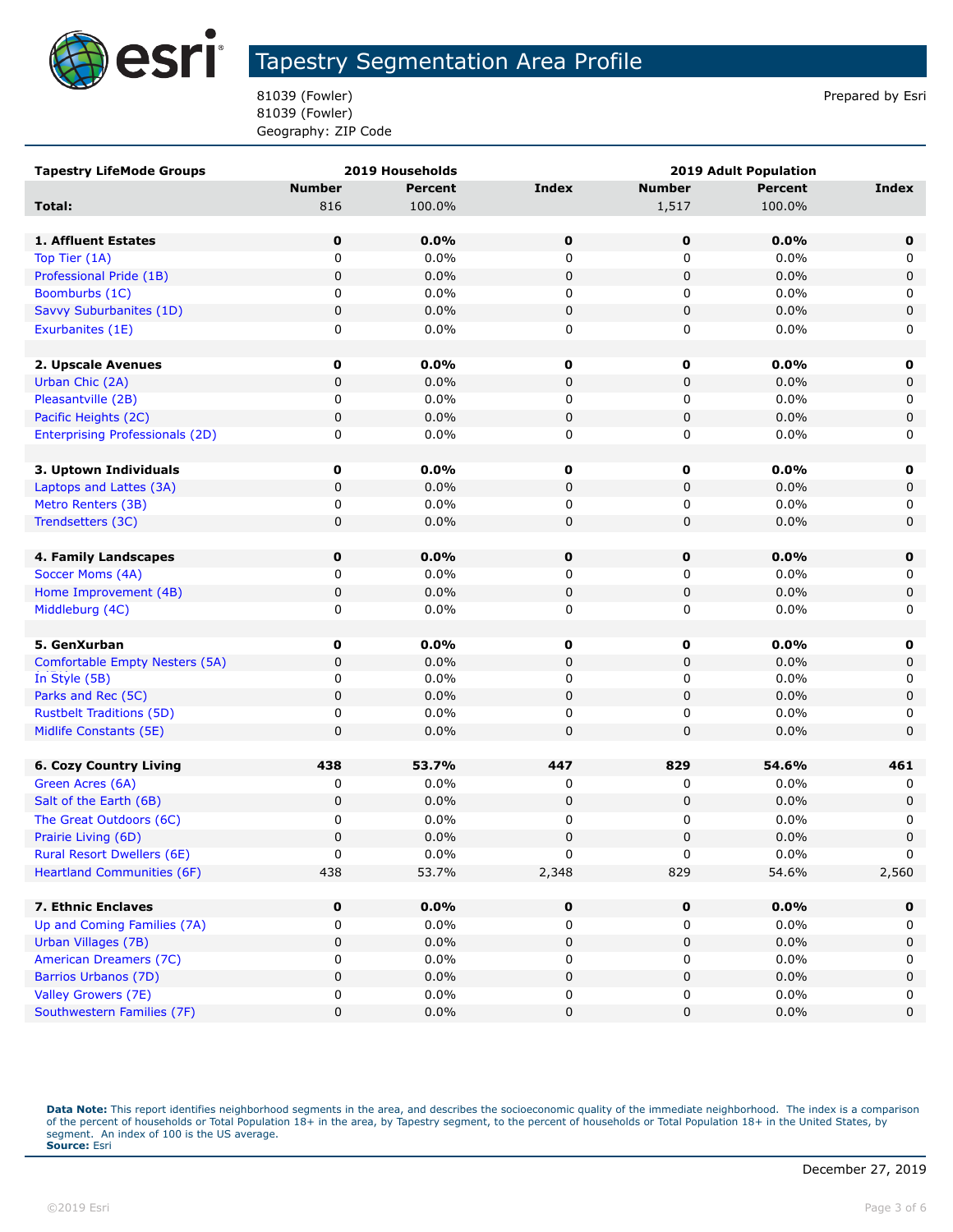# Tapestry Segmentation Area Profile

81039 (Fowler)
81039 (Fowler)
Geography: ZIP Code

Prepared by Esri

| Tapestry LifeMode Groups | 2019 Households | | | 2019 Adult Population | | |
|---|---|---|---|---|---|---|
| | Number | Percent | Index | Number | Percent | Index |
| **Total:** | 816 | 100.0% | | 1,517 | 100.0% | |
| **1. Affluent Estates** | **0** | **0.0%** | **0** | **0** | **0.0%** | **0** |
| Top Tier (1A) | 0 | 0.0% | 0 | 0 | 0.0% | 0 |
| Professional Pride (1B) | 0 | 0.0% | 0 | 0 | 0.0% | 0 |
| Boomburbs (1C) | 0 | 0.0% | 0 | 0 | 0.0% | 0 |
| Savvy Suburbanites (1D) | 0 | 0.0% | 0 | 0 | 0.0% | 0 |
| Exurbanites (1E) | 0 | 0.0% | 0 | 0 | 0.0% | 0 |
| **2. Upscale Avenues** | **0** | **0.0%** | **0** | **0** | **0.0%** | **0** |
| Urban Chic (2A) | 0 | 0.0% | 0 | 0 | 0.0% | 0 |
| Pleasantville (2B) | 0 | 0.0% | 0 | 0 | 0.0% | 0 |
| Pacific Heights (2C) | 0 | 0.0% | 0 | 0 | 0.0% | 0 |
| Enterprising Professionals (2D) | 0 | 0.0% | 0 | 0 | 0.0% | 0 |
| **3. Uptown Individuals** | **0** | **0.0%** | **0** | **0** | **0.0%** | **0** |
| Laptops and Lattes (3A) | 0 | 0.0% | 0 | 0 | 0.0% | 0 |
| Metro Renters (3B) | 0 | 0.0% | 0 | 0 | 0.0% | 0 |
| Trendsetters (3C) | 0 | 0.0% | 0 | 0 | 0.0% | 0 |
| **4. Family Landscapes** | **0** | **0.0%** | **0** | **0** | **0.0%** | **0** |
| Soccer Moms (4A) | 0 | 0.0% | 0 | 0 | 0.0% | 0 |
| Home Improvement (4B) | 0 | 0.0% | 0 | 0 | 0.0% | 0 |
| Middleburg (4C) | 0 | 0.0% | 0 | 0 | 0.0% | 0 |
| **5. GenXurban** | **0** | **0.0%** | **0** | **0** | **0.0%** | **0** |
| Comfortable Empty Nesters (5A) | 0 | 0.0% | 0 | 0 | 0.0% | 0 |
| In Style (5B) | 0 | 0.0% | 0 | 0 | 0.0% | 0 |
| Parks and Rec (5C) | 0 | 0.0% | 0 | 0 | 0.0% | 0 |
| Rustbelt Traditions (5D) | 0 | 0.0% | 0 | 0 | 0.0% | 0 |
| Midlife Constants (5E) | 0 | 0.0% | 0 | 0 | 0.0% | 0 |
| **6. Cozy Country Living** | **438** | **53.7%** | **447** | **829** | **54.6%** | **461** |
| Green Acres (6A) | 0 | 0.0% | 0 | 0 | 0.0% | 0 |
| Salt of the Earth (6B) | 0 | 0.0% | 0 | 0 | 0.0% | 0 |
| The Great Outdoors (6C) | 0 | 0.0% | 0 | 0 | 0.0% | 0 |
| Prairie Living (6D) | 0 | 0.0% | 0 | 0 | 0.0% | 0 |
| Rural Resort Dwellers (6E) | 0 | 0.0% | 0 | 0 | 0.0% | 0 |
| Heartland Communities (6F) | 438 | 53.7% | 2,348 | 829 | 54.6% | 2,560 |
| **7. Ethnic Enclaves** | **0** | **0.0%** | **0** | **0** | **0.0%** | **0** |
| Up and Coming Families (7A) | 0 | 0.0% | 0 | 0 | 0.0% | 0 |
| Urban Villages (7B) | 0 | 0.0% | 0 | 0 | 0.0% | 0 |
| American Dreamers (7C) | 0 | 0.0% | 0 | 0 | 0.0% | 0 |
| Barrios Urbanos (7D) | 0 | 0.0% | 0 | 0 | 0.0% | 0 |
| Valley Growers (7E) | 0 | 0.0% | 0 | 0 | 0.0% | 0 |
| Southwestern Families (7F) | 0 | 0.0% | 0 | 0 | 0.0% | 0 |

**Data Note:** This report identifies neighborhood segments in the area, and describes the socioeconomic quality of the immediate neighborhood. The index is a comparison of the percent of households or Total Population 18+ in the area, by Tapestry segment, to the percent of households or Total Population 18+ in the United States, by segment. An index of 100 is the US average.
**Source:** Esri

December 27, 2019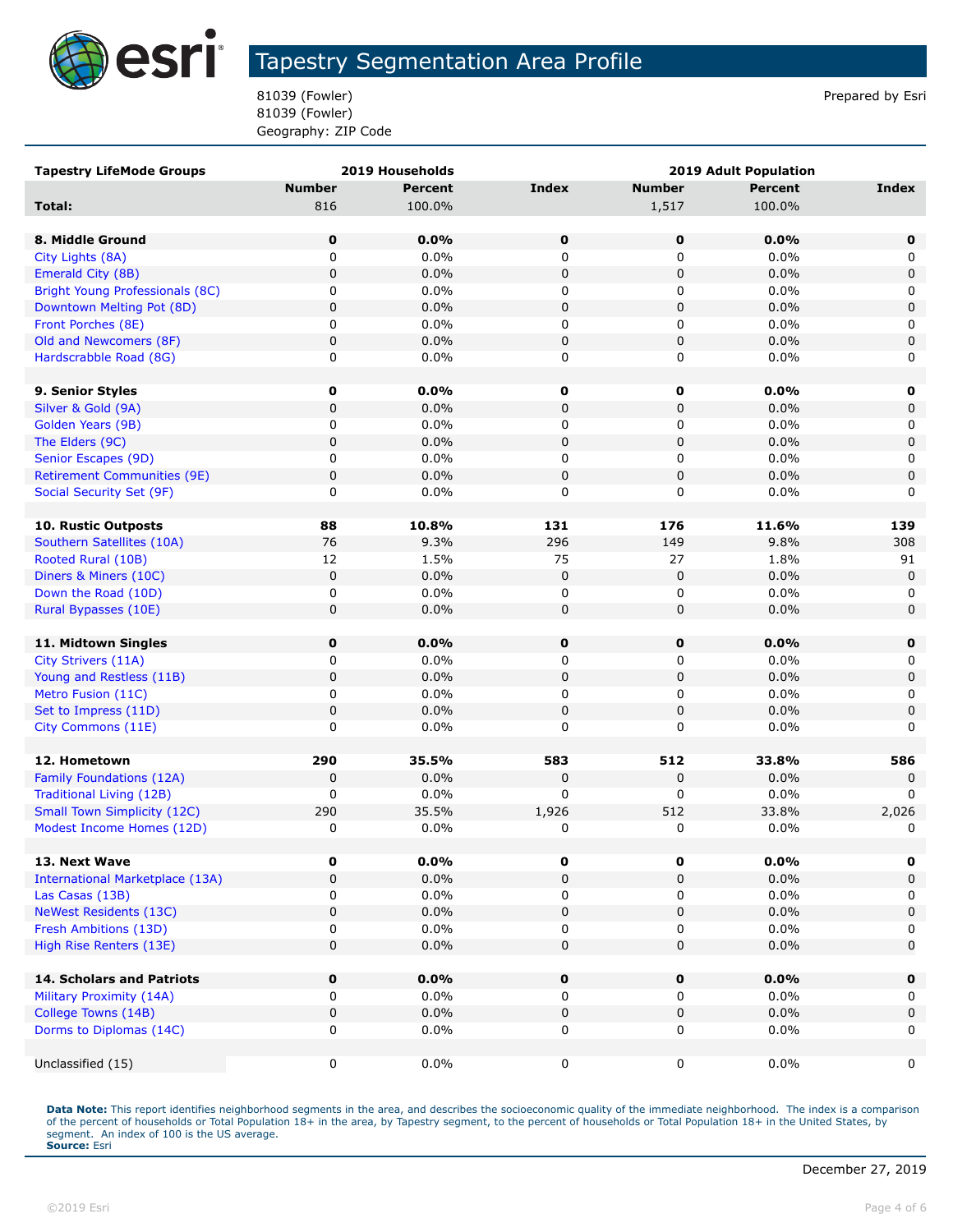# Tapestry Segmentation Area Profile

81039 (Fowler)
81039 (Fowler)
Geography: ZIP Code

Prepared by Esri

| Tapestry LifeMode Groups | 2019 Households | | | 2019 Adult Population | | |
|---|---|---|---|---|---|---|
| | Number | Percent | Index | Number | Percent | Index |
| **Total:** | 816 | 100.0% | | 1,517 | 100.0% | |
| **8. Middle Ground** | **0** | **0.0%** | **0** | **0** | **0.0%** | **0** |
| City Lights (8A) | 0 | 0.0% | 0 | 0 | 0.0% | 0 |
| Emerald City (8B) | 0 | 0.0% | 0 | 0 | 0.0% | 0 |
| Bright Young Professionals (8C) | 0 | 0.0% | 0 | 0 | 0.0% | 0 |
| Downtown Melting Pot (8D) | 0 | 0.0% | 0 | 0 | 0.0% | 0 |
| Front Porches (8E) | 0 | 0.0% | 0 | 0 | 0.0% | 0 |
| Old and Newcomers (8F) | 0 | 0.0% | 0 | 0 | 0.0% | 0 |
| Hardscrabble Road (8G) | 0 | 0.0% | 0 | 0 | 0.0% | 0 |
| **9. Senior Styles** | **0** | **0.0%** | **0** | **0** | **0.0%** | **0** |
| Silver & Gold (9A) | 0 | 0.0% | 0 | 0 | 0.0% | 0 |
| Golden Years (9B) | 0 | 0.0% | 0 | 0 | 0.0% | 0 |
| The Elders (9C) | 0 | 0.0% | 0 | 0 | 0.0% | 0 |
| Senior Escapes (9D) | 0 | 0.0% | 0 | 0 | 0.0% | 0 |
| Retirement Communities (9E) | 0 | 0.0% | 0 | 0 | 0.0% | 0 |
| Social Security Set (9F) | 0 | 0.0% | 0 | 0 | 0.0% | 0 |
| **10. Rustic Outposts** | **88** | **10.8%** | **131** | **176** | **11.6%** | **139** |
| Southern Satellites (10A) | 76 | 9.3% | 296 | 149 | 9.8% | 308 |
| Rooted Rural (10B) | 12 | 1.5% | 75 | 27 | 1.8% | 91 |
| Diners & Miners (10C) | 0 | 0.0% | 0 | 0 | 0.0% | 0 |
| Down the Road (10D) | 0 | 0.0% | 0 | 0 | 0.0% | 0 |
| Rural Bypasses (10E) | 0 | 0.0% | 0 | 0 | 0.0% | 0 |
| **11. Midtown Singles** | **0** | **0.0%** | **0** | **0** | **0.0%** | **0** |
| City Strivers (11A) | 0 | 0.0% | 0 | 0 | 0.0% | 0 |
| Young and Restless (11B) | 0 | 0.0% | 0 | 0 | 0.0% | 0 |
| Metro Fusion (11C) | 0 | 0.0% | 0 | 0 | 0.0% | 0 |
| Set to Impress (11D) | 0 | 0.0% | 0 | 0 | 0.0% | 0 |
| City Commons (11E) | 0 | 0.0% | 0 | 0 | 0.0% | 0 |
| **12. Hometown** | **290** | **35.5%** | **583** | **512** | **33.8%** | **586** |
| Family Foundations (12A) | 0 | 0.0% | 0 | 0 | 0.0% | 0 |
| Traditional Living (12B) | 0 | 0.0% | 0 | 0 | 0.0% | 0 |
| Small Town Simplicity (12C) | 290 | 35.5% | 1,926 | 512 | 33.8% | 2,026 |
| Modest Income Homes (12D) | 0 | 0.0% | 0 | 0 | 0.0% | 0 |
| **13. Next Wave** | **0** | **0.0%** | **0** | **0** | **0.0%** | **0** |
| International Marketplace (13A) | 0 | 0.0% | 0 | 0 | 0.0% | 0 |
| Las Casas (13B) | 0 | 0.0% | 0 | 0 | 0.0% | 0 |
| NeWest Residents (13C) | 0 | 0.0% | 0 | 0 | 0.0% | 0 |
| Fresh Ambitions (13D) | 0 | 0.0% | 0 | 0 | 0.0% | 0 |
| High Rise Renters (13E) | 0 | 0.0% | 0 | 0 | 0.0% | 0 |
| **14. Scholars and Patriots** | **0** | **0.0%** | **0** | **0** | **0.0%** | **0** |
| Military Proximity (14A) | 0 | 0.0% | 0 | 0 | 0.0% | 0 |
| College Towns (14B) | 0 | 0.0% | 0 | 0 | 0.0% | 0 |
| Dorms to Diplomas (14C) | 0 | 0.0% | 0 | 0 | 0.0% | 0 |
| Unclassified (15) | 0 | 0.0% | 0 | 0 | 0.0% | 0 |

**Data Note:** This report identifies neighborhood segments in the area, and describes the socioeconomic quality of the immediate neighborhood. The index is a comparison of the percent of households or Total Population 18+ in the area, by Tapestry segment, to the percent of households or Total Population 18+ in the United States, by segment. An index of 100 is the US average.
**Source:** Esri

December 27, 2019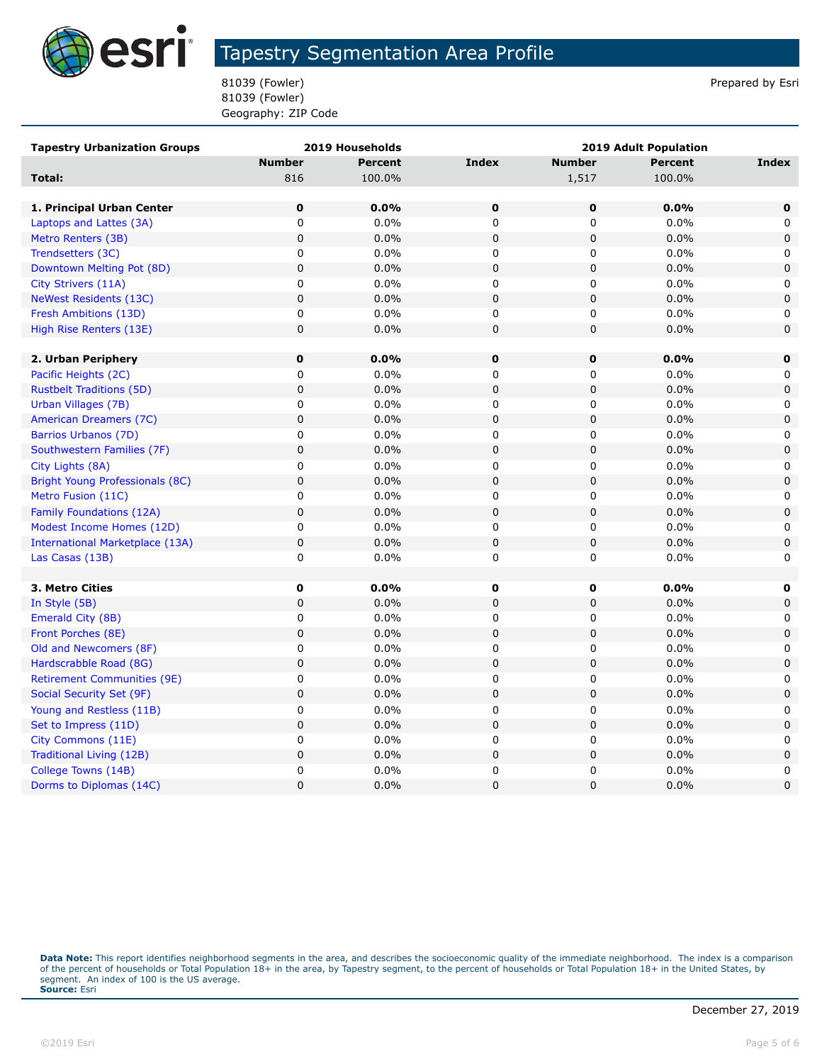# Tapestry Segmentation Area Profile

81039 (Fowler)
81039 (Fowler)
Geography: ZIP Code

Prepared by Esri

| Tapestry Urbanization Groups | 2019 Households | | | 2019 Adult Population | | |
|---|---|---|---|---|---|---|
| | Number | Percent | Index | Number | Percent | Index |
| **Total:** | 816 | 100.0% | | 1,517 | 100.0% | |
| | | | | | | |
| **1. Principal Urban Center** | **0** | **0.0%** | **0** | **0** | **0.0%** | **0** |
| Laptops and Lattes (3A) | 0 | 0.0% | 0 | 0 | 0.0% | 0 |
| Metro Renters (3B) | 0 | 0.0% | 0 | 0 | 0.0% | 0 |
| Trendsetters (3C) | 0 | 0.0% | 0 | 0 | 0.0% | 0 |
| Downtown Melting Pot (8D) | 0 | 0.0% | 0 | 0 | 0.0% | 0 |
| City Strivers (11A) | 0 | 0.0% | 0 | 0 | 0.0% | 0 |
| NeWest Residents (13C) | 0 | 0.0% | 0 | 0 | 0.0% | 0 |
| Fresh Ambitions (13D) | 0 | 0.0% | 0 | 0 | 0.0% | 0 |
| High Rise Renters (13E) | 0 | 0.0% | 0 | 0 | 0.0% | 0 |
| | | | | | | |
| **2. Urban Periphery** | **0** | **0.0%** | **0** | **0** | **0.0%** | **0** |
| Pacific Heights (2C) | 0 | 0.0% | 0 | 0 | 0.0% | 0 |
| Rustbelt Traditions (5D) | 0 | 0.0% | 0 | 0 | 0.0% | 0 |
| Urban Villages (7B) | 0 | 0.0% | 0 | 0 | 0.0% | 0 |
| American Dreamers (7C) | 0 | 0.0% | 0 | 0 | 0.0% | 0 |
| Barrios Urbanos (7D) | 0 | 0.0% | 0 | 0 | 0.0% | 0 |
| Southwestern Families (7F) | 0 | 0.0% | 0 | 0 | 0.0% | 0 |
| City Lights (8A) | 0 | 0.0% | 0 | 0 | 0.0% | 0 |
| Bright Young Professionals (8C) | 0 | 0.0% | 0 | 0 | 0.0% | 0 |
| Metro Fusion (11C) | 0 | 0.0% | 0 | 0 | 0.0% | 0 |
| Family Foundations (12A) | 0 | 0.0% | 0 | 0 | 0.0% | 0 |
| Modest Income Homes (12D) | 0 | 0.0% | 0 | 0 | 0.0% | 0 |
| International Marketplace (13A) | 0 | 0.0% | 0 | 0 | 0.0% | 0 |
| Las Casas (13B) | 0 | 0.0% | 0 | 0 | 0.0% | 0 |
| | | | | | | |
| **3. Metro Cities** | **0** | **0.0%** | **0** | **0** | **0.0%** | **0** |
| In Style (5B) | 0 | 0.0% | 0 | 0 | 0.0% | 0 |
| Emerald City (8B) | 0 | 0.0% | 0 | 0 | 0.0% | 0 |
| Front Porches (8E) | 0 | 0.0% | 0 | 0 | 0.0% | 0 |
| Old and Newcomers (8F) | 0 | 0.0% | 0 | 0 | 0.0% | 0 |
| Hardscrabble Road (8G) | 0 | 0.0% | 0 | 0 | 0.0% | 0 |
| Retirement Communities (9E) | 0 | 0.0% | 0 | 0 | 0.0% | 0 |
| Social Security Set (9F) | 0 | 0.0% | 0 | 0 | 0.0% | 0 |
| Young and Restless (11B) | 0 | 0.0% | 0 | 0 | 0.0% | 0 |
| Set to Impress (11D) | 0 | 0.0% | 0 | 0 | 0.0% | 0 |
| City Commons (11E) | 0 | 0.0% | 0 | 0 | 0.0% | 0 |
| Traditional Living (12B) | 0 | 0.0% | 0 | 0 | 0.0% | 0 |
| College Towns (14B) | 0 | 0.0% | 0 | 0 | 0.0% | 0 |
| Dorms to Diplomas (14C) | 0 | 0.0% | 0 | 0 | 0.0% | 0 |

**Data Note:** This report identifies neighborhood segments in the area, and describes the socioeconomic quality of the immediate neighborhood. The index is a comparison of the percent of households or Total Population 18+ in the area, by Tapestry segment, to the percent of households or Total Population 18+ in the United States, by segment. An index of 100 is the US average.
**Source:** Esri

December 27, 2019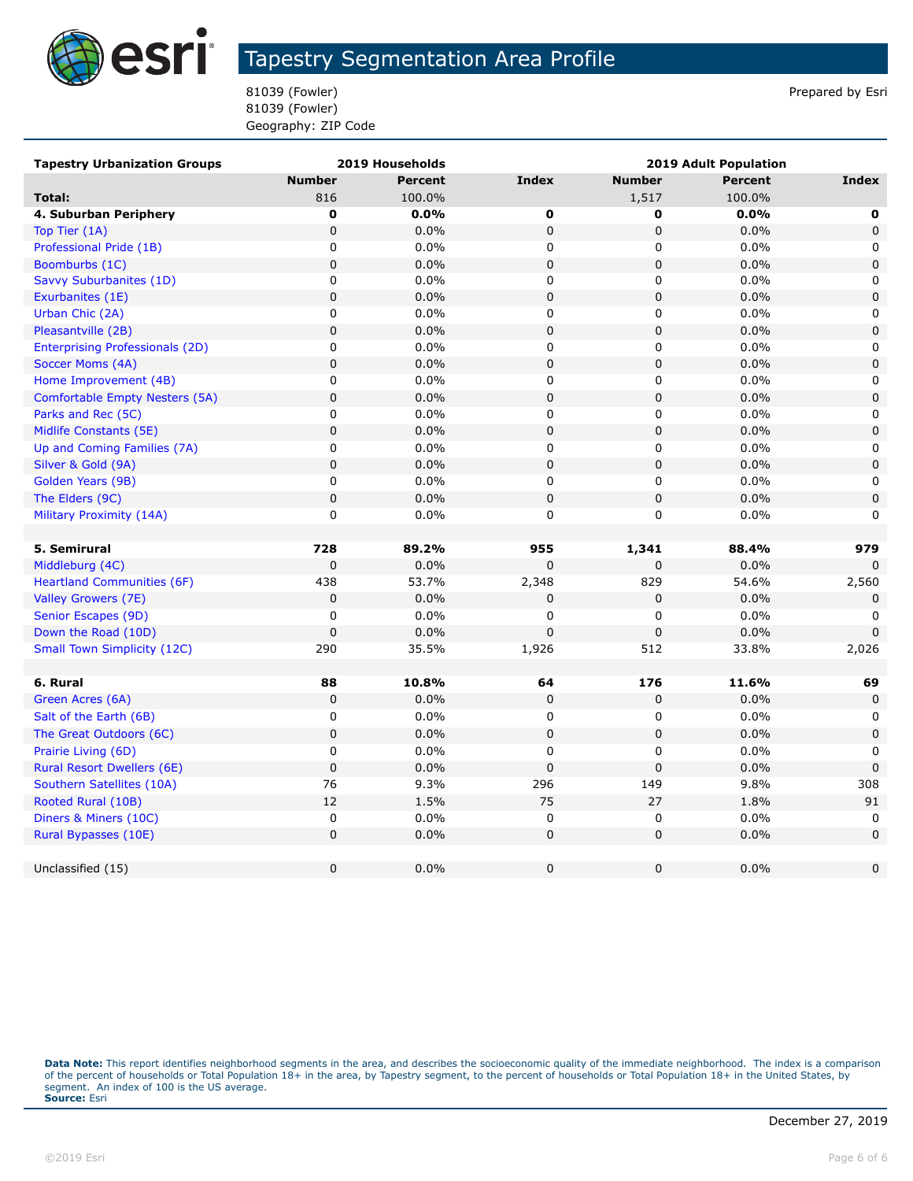# Tapestry Segmentation Area Profile

81039 (Fowler)
81039 (Fowler)
Geography: ZIP Code

Prepared by Esri

| Tapestry Urbanization Groups | 2019 Households | | | 2019 Adult Population | | |
|---|---|---|---|---|---|---|
| | Number | Percent | Index | Number | Percent | Index |
| **Total:** | 816 | 100.0% | | 1,517 | 100.0% | |
| **4. Suburban Periphery** | **0** | **0.0%** | **0** | **0** | **0.0%** | **0** |
| Top Tier (1A) | 0 | 0.0% | 0 | 0 | 0.0% | 0 |
| Professional Pride (1B) | 0 | 0.0% | 0 | 0 | 0.0% | 0 |
| Boomburbs (1C) | 0 | 0.0% | 0 | 0 | 0.0% | 0 |
| Savvy Suburbanites (1D) | 0 | 0.0% | 0 | 0 | 0.0% | 0 |
| Exurbanites (1E) | 0 | 0.0% | 0 | 0 | 0.0% | 0 |
| Urban Chic (2A) | 0 | 0.0% | 0 | 0 | 0.0% | 0 |
| Pleasantville (2B) | 0 | 0.0% | 0 | 0 | 0.0% | 0 |
| Enterprising Professionals (2D) | 0 | 0.0% | 0 | 0 | 0.0% | 0 |
| Soccer Moms (4A) | 0 | 0.0% | 0 | 0 | 0.0% | 0 |
| Home Improvement (4B) | 0 | 0.0% | 0 | 0 | 0.0% | 0 |
| Comfortable Empty Nesters (5A) | 0 | 0.0% | 0 | 0 | 0.0% | 0 |
| Parks and Rec (5C) | 0 | 0.0% | 0 | 0 | 0.0% | 0 |
| Midlife Constants (5E) | 0 | 0.0% | 0 | 0 | 0.0% | 0 |
| Up and Coming Families (7A) | 0 | 0.0% | 0 | 0 | 0.0% | 0 |
| Silver & Gold (9A) | 0 | 0.0% | 0 | 0 | 0.0% | 0 |
| Golden Years (9B) | 0 | 0.0% | 0 | 0 | 0.0% | 0 |
| The Elders (9C) | 0 | 0.0% | 0 | 0 | 0.0% | 0 |
| Military Proximity (14A) | 0 | 0.0% | 0 | 0 | 0.0% | 0 |
| | | | | | | |
| **5. Semirural** | **728** | **89.2%** | **955** | **1,341** | **88.4%** | **979** |
| Middleburg (4C) | 0 | 0.0% | 0 | 0 | 0.0% | 0 |
| Heartland Communities (6F) | 438 | 53.7% | 2,348 | 829 | 54.6% | 2,560 |
| Valley Growers (7E) | 0 | 0.0% | 0 | 0 | 0.0% | 0 |
| Senior Escapes (9D) | 0 | 0.0% | 0 | 0 | 0.0% | 0 |
| Down the Road (10D) | 0 | 0.0% | 0 | 0 | 0.0% | 0 |
| Small Town Simplicity (12C) | 290 | 35.5% | 1,926 | 512 | 33.8% | 2,026 |
| | | | | | | |
| **6. Rural** | **88** | **10.8%** | **64** | **176** | **11.6%** | **69** |
| Green Acres (6A) | 0 | 0.0% | 0 | 0 | 0.0% | 0 |
| Salt of the Earth (6B) | 0 | 0.0% | 0 | 0 | 0.0% | 0 |
| The Great Outdoors (6C) | 0 | 0.0% | 0 | 0 | 0.0% | 0 |
| Prairie Living (6D) | 0 | 0.0% | 0 | 0 | 0.0% | 0 |
| Rural Resort Dwellers (6E) | 0 | 0.0% | 0 | 0 | 0.0% | 0 |
| Southern Satellites (10A) | 76 | 9.3% | 296 | 149 | 9.8% | 308 |
| Rooted Rural (10B) | 12 | 1.5% | 75 | 27 | 1.8% | 91 |
| Diners & Miners (10C) | 0 | 0.0% | 0 | 0 | 0.0% | 0 |
| Rural Bypasses (10E) | 0 | 0.0% | 0 | 0 | 0.0% | 0 |
| | | | | | | |
| Unclassified (15) | 0 | 0.0% | 0 | 0 | 0.0% | 0 |

**Data Note:** This report identifies neighborhood segments in the area, and describes the socioeconomic quality of the immediate neighborhood. The index is a comparison of the percent of households or Total Population 18+ in the area, by Tapestry segment, to the percent of households or Total Population 18+ in the United States, by segment. An index of 100 is the US average.
**Source:** Esri

December 27, 2019